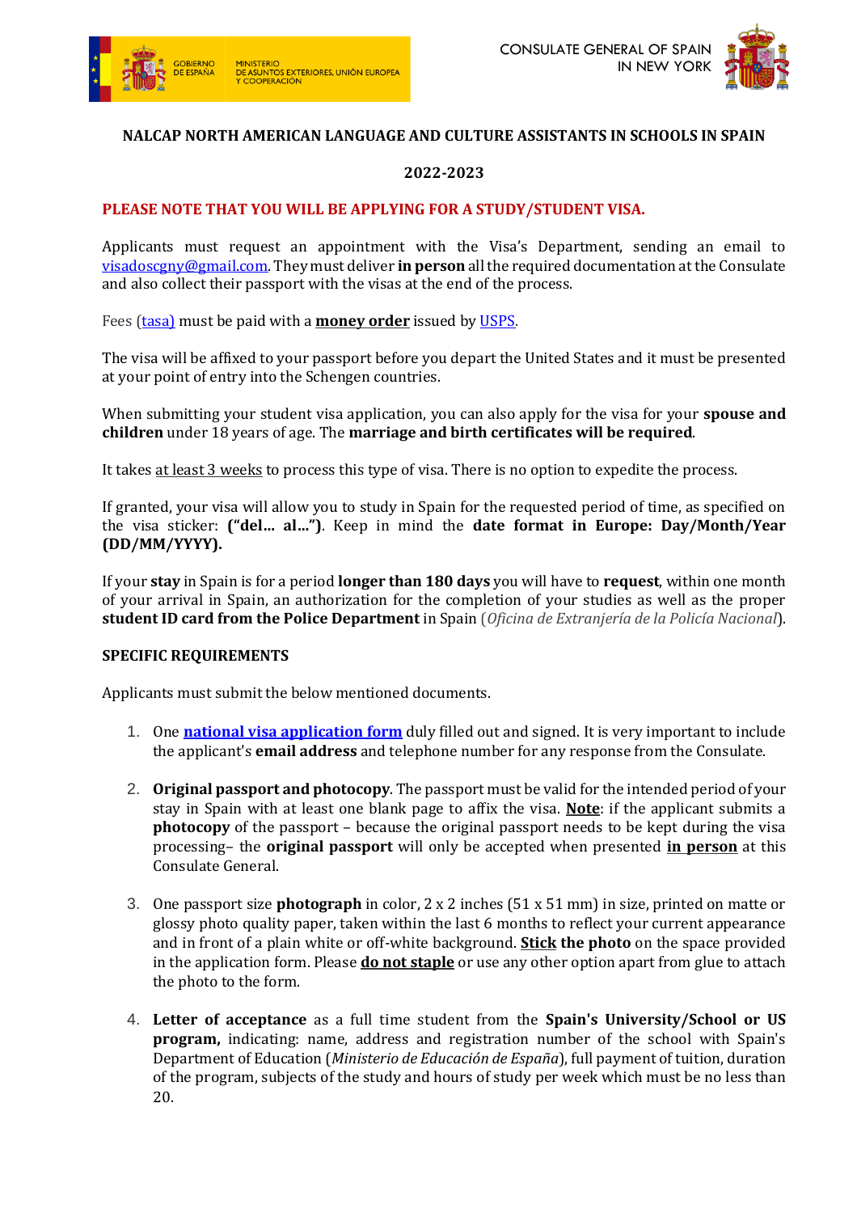GOBIERNO DE ESPAÑA | MINISTERIO DE ASUNTOS EXTERIORES, UNIÓN EUROPEA Y COOPERACIÓN

CONSULATE GENERAL OF SPAIN IN NEW YORK

**NALCAP NORTH AMERICAN LANGUAGE AND CULTURE ASSISTANTS IN SCHOOLS IN SPAIN**

**2022-2023**

**PLEASE NOTE THAT YOU WILL BE APPLYING FOR A STUDY/STUDENT VISA.**

Applicants must request an appointment with the Visa's Department, sending an email to visadoscgny@gmail.com. They must deliver **in person** all the required documentation at the Consulate and also collect their passport with the visas at the end of the process.

Fees (tasa) must be paid with a **money order** issued by USPS.

The visa will be affixed to your passport before you depart the United States and it must be presented at your point of entry into the Schengen countries.

When submitting your student visa application, you can also apply for the visa for your **spouse and children** under 18 years of age. The **marriage and birth certificates will be required**.

It takes at least 3 weeks to process this type of visa. There is no option to expedite the process.

If granted, your visa will allow you to study in Spain for the requested period of time, as specified on the visa sticker: **("del… al…")**. Keep in mind the **date format in Europe: Day/Month/Year (DD/MM/YYYY).**

If your **stay** in Spain is for a period **longer than 180 days** you will have to **request**, within one month of your arrival in Spain, an authorization for the completion of your studies as well as the proper **student ID card from the Police Department** in Spain (*Oficina de Extranjería de la Policía Nacional*).

**SPECIFIC REQUIREMENTS**

Applicants must submit the below mentioned documents.

1. One **national visa application form** duly filled out and signed. It is very important to include the applicant's **email address** and telephone number for any response from the Consulate.

2. **Original passport and photocopy**. The passport must be valid for the intended period of your stay in Spain with at least one blank page to affix the visa. **Note**: if the applicant submits a **photocopy** of the passport – because the original passport needs to be kept during the visa processing– the **original passport** will only be accepted when presented **in person** at this Consulate General.

3. One passport size **photograph** in color, 2 x 2 inches (51 x 51 mm) in size, printed on matte or glossy photo quality paper, taken within the last 6 months to reflect your current appearance and in front of a plain white or off-white background. **Stick the photo** on the space provided in the application form. Please **do not staple** or use any other option apart from glue to attach the photo to the form.

4. **Letter of acceptance** as a full time student from the **Spain's University/School or US program,** indicating: name, address and registration number of the school with Spain's Department of Education (*Ministerio de Educación de España*), full payment of tuition, duration of the program, subjects of the study and hours of study per week which must be no less than 20.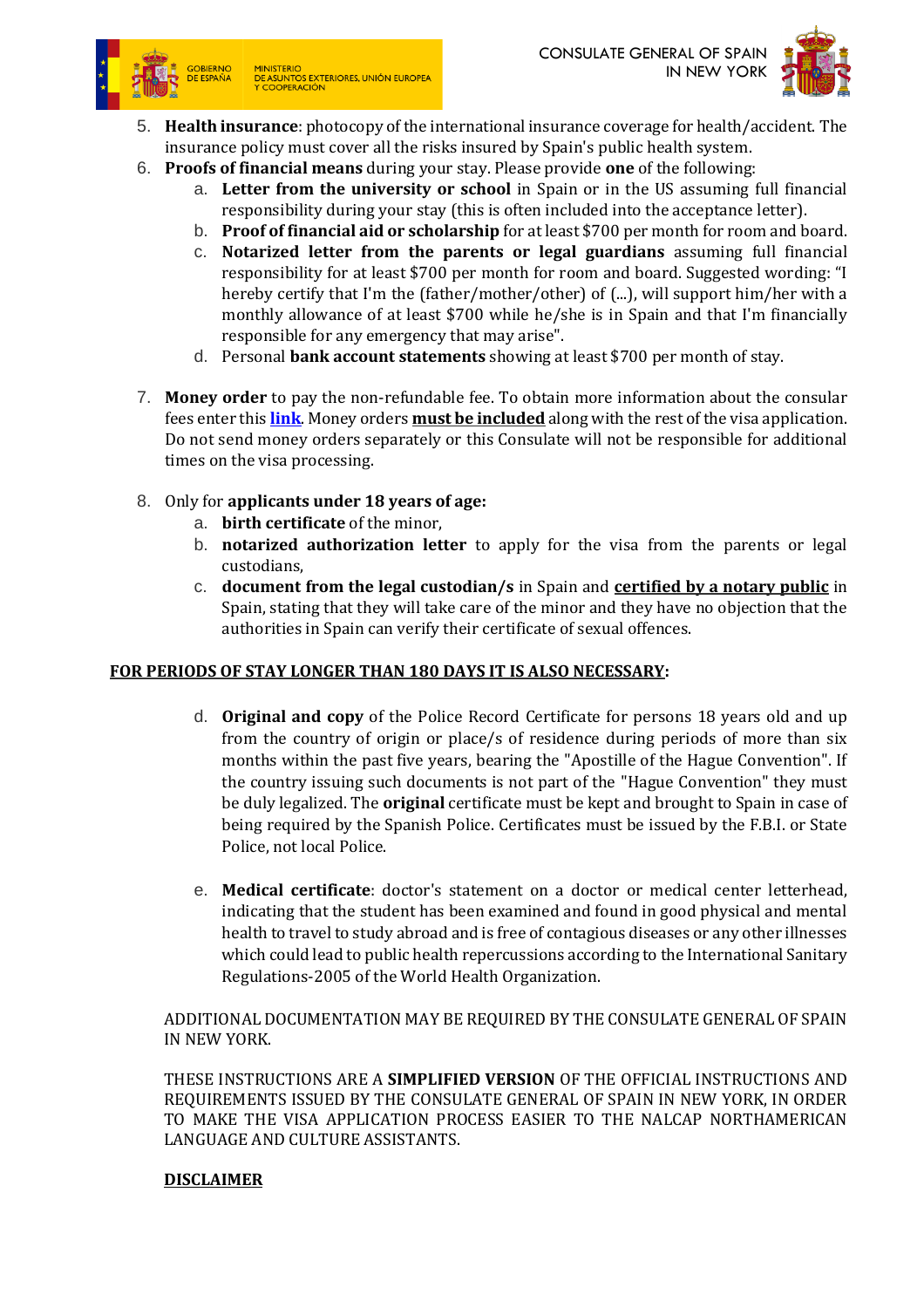5. **Health insurance**: photocopy of the international insurance coverage for health/accident. The insurance policy must cover all the risks insured by Spain's public health system.
6. **Proofs of financial means** during your stay. Please provide **one** of the following:
   a. **Letter from the university or school** in Spain or in the US assuming full financial responsibility during your stay (this is often included into the acceptance letter).
   b. **Proof of financial aid or scholarship** for at least $700 per month for room and board.
   c. **Notarized letter from the parents or legal guardians** assuming full financial responsibility for at least $700 per month for room and board. Suggested wording: "I hereby certify that I'm the (father/mother/other) of (...), will support him/her with a monthly allowance of at least $700 while he/she is in Spain and that I'm financially responsible for any emergency that may arise".
   d. Personal **bank account statements** showing at least $700 per month of stay.

7. **Money order** to pay the non-refundable fee. To obtain more information about the consular fees enter this **link**. Money orders **must be included** along with the rest of the visa application. Do not send money orders separately or this Consulate will not be responsible for additional times on the visa processing.

8. Only for **applicants under 18 years of age:**
   a. **birth certificate** of the minor,
   b. **notarized authorization letter** to apply for the visa from the parents or legal custodians,
   c. **document from the legal custodian/s** in Spain and **certified by a notary public** in Spain, stating that they will take care of the minor and they have no objection that the authorities in Spain can verify their certificate of sexual offences.

**FOR PERIODS OF STAY LONGER THAN 180 DAYS IT IS ALSO NECESSARY:**

   d. **Original and copy** of the Police Record Certificate for persons 18 years old and up from the country of origin or place/s of residence during periods of more than six months within the past five years, bearing the "Apostille of the Hague Convention". If the country issuing such documents is not part of the "Hague Convention" they must be duly legalized. The **original** certificate must be kept and brought to Spain in case of being required by the Spanish Police. Certificates must be issued by the F.B.I. or State Police, not local Police.

   e. **Medical certificate**: doctor's statement on a doctor or medical center letterhead, indicating that the student has been examined and found in good physical and mental health to travel to study abroad and is free of contagious diseases or any other illnesses which could lead to public health repercussions according to the International Sanitary Regulations-2005 of the World Health Organization.

ADDITIONAL DOCUMENTATION MAY BE REQUIRED BY THE CONSULATE GENERAL OF SPAIN IN NEW YORK.

THESE INSTRUCTIONS ARE A **SIMPLIFIED VERSION** OF THE OFFICIAL INSTRUCTIONS AND REQUIREMENTS ISSUED BY THE CONSULATE GENERAL OF SPAIN IN NEW YORK, IN ORDER TO MAKE THE VISA APPLICATION PROCESS EASIER TO THE NALCAP NORTHAMERICAN LANGUAGE AND CULTURE ASSISTANTS.

**DISCLAIMER**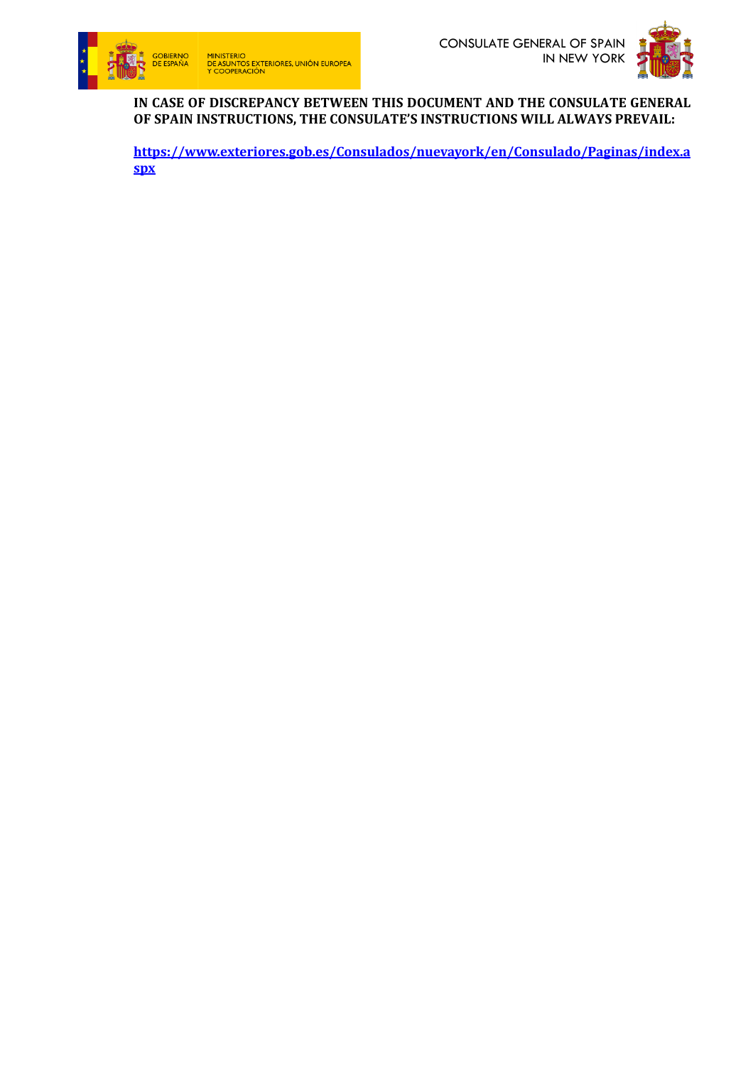**IN CASE OF DISCREPANCY BETWEEN THIS DOCUMENT AND THE CONSULATE GENERAL OF SPAIN INSTRUCTIONS, THE CONSULATE'S INSTRUCTIONS WILL ALWAYS PREVAIL:**

**[https://www.exteriores.gob.es/Consulados/nuevayork/en/Consulado/Paginas/index.aspx](https://www.exteriores.gob.es/Consulados/nuevayork/en/Consulado/Paginas/index.aspx)**